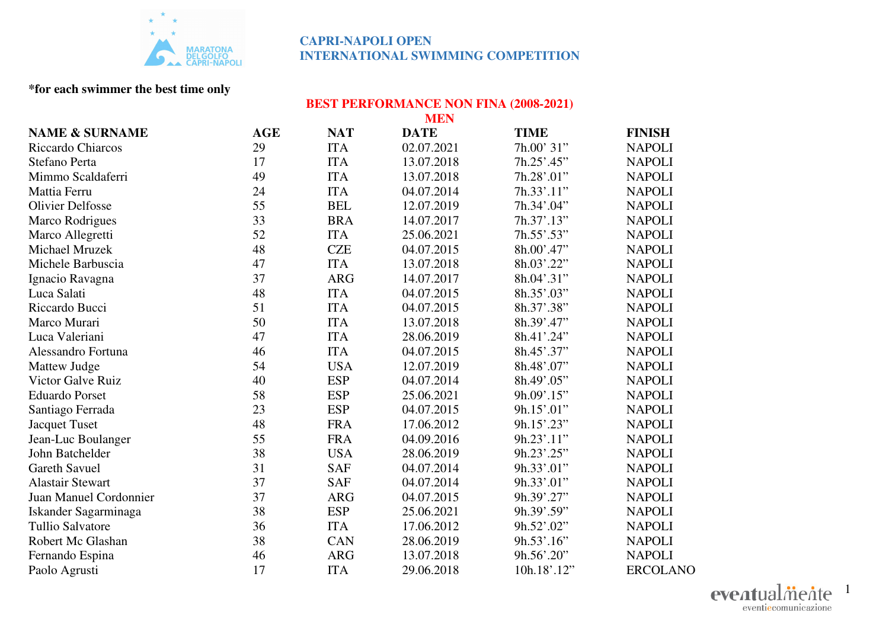# CAPRI-NAPOLI OPEN
# INTERNATIONAL SWIMMING COMPETITION

**\*for each swimmer the best time only**

## BEST PERFORMANCE NON FINA (2008-2021)
## MEN

| NAME & SURNAME | AGE | NAT | DATE | TIME | FINISH |
|---|---|---|---|---|---|
| Riccardo Chiarcos | 29 | ITA | 02.07.2021 | 7h.00' 31" | NAPOLI |
| Stefano Perta | 17 | ITA | 13.07.2018 | 7h.25'.45" | NAPOLI |
| Mimmo Scaldaferri | 49 | ITA | 13.07.2018 | 7h.28'.01" | NAPOLI |
| Mattia Ferru | 24 | ITA | 04.07.2014 | 7h.33'.11" | NAPOLI |
| Olivier Delfosse | 55 | BEL | 12.07.2019 | 7h.34'.04" | NAPOLI |
| Marco Rodrigues | 33 | BRA | 14.07.2017 | 7h.37'.13" | NAPOLI |
| Marco Allegretti | 52 | ITA | 25.06.2021 | 7h.55'.53" | NAPOLI |
| Michael Mruzek | 48 | CZE | 04.07.2015 | 8h.00'.47" | NAPOLI |
| Michele Barbuscia | 47 | ITA | 13.07.2018 | 8h.03'.22" | NAPOLI |
| Ignacio Ravagna | 37 | ARG | 14.07.2017 | 8h.04'.31" | NAPOLI |
| Luca Salati | 48 | ITA | 04.07.2015 | 8h.35'.03" | NAPOLI |
| Riccardo Bucci | 51 | ITA | 04.07.2015 | 8h.37'.38" | NAPOLI |
| Marco Murari | 50 | ITA | 13.07.2018 | 8h.39'.47" | NAPOLI |
| Luca Valeriani | 47 | ITA | 28.06.2019 | 8h.41'.24" | NAPOLI |
| Alessandro Fortuna | 46 | ITA | 04.07.2015 | 8h.45'.37" | NAPOLI |
| Mattew Judge | 54 | USA | 12.07.2019 | 8h.48'.07" | NAPOLI |
| Victor Galve Ruiz | 40 | ESP | 04.07.2014 | 8h.49'.05" | NAPOLI |
| Eduardo Porset | 58 | ESP | 25.06.2021 | 9h.09'.15" | NAPOLI |
| Santiago Ferrada | 23 | ESP | 04.07.2015 | 9h.15'.01" | NAPOLI |
| Jacquet Tuset | 48 | FRA | 17.06.2012 | 9h.15'.23" | NAPOLI |
| Jean-Luc Boulanger | 55 | FRA | 04.09.2016 | 9h.23'.11" | NAPOLI |
| John Batchelder | 38 | USA | 28.06.2019 | 9h.23'.25" | NAPOLI |
| Gareth Savuel | 31 | SAF | 04.07.2014 | 9h.33'.01" | NAPOLI |
| Alastair Stewart | 37 | SAF | 04.07.2014 | 9h.33'.01" | NAPOLI |
| Juan Manuel Cordonnier | 37 | ARG | 04.07.2015 | 9h.39'.27" | NAPOLI |
| Iskander Sagarminaga | 38 | ESP | 25.06.2021 | 9h.39'.59" | NAPOLI |
| Tullio Salvatore | 36 | ITA | 17.06.2012 | 9h.52'.02" | NAPOLI |
| Robert Mc Glashan | 38 | CAN | 28.06.2019 | 9h.53'.16" | NAPOLI |
| Fernando Espina | 46 | ARG | 13.07.2018 | 9h.56'.20" | NAPOLI |
| Paolo Agrusti | 17 | ITA | 29.06.2018 | 10h.18'.12" | ERCOLANO |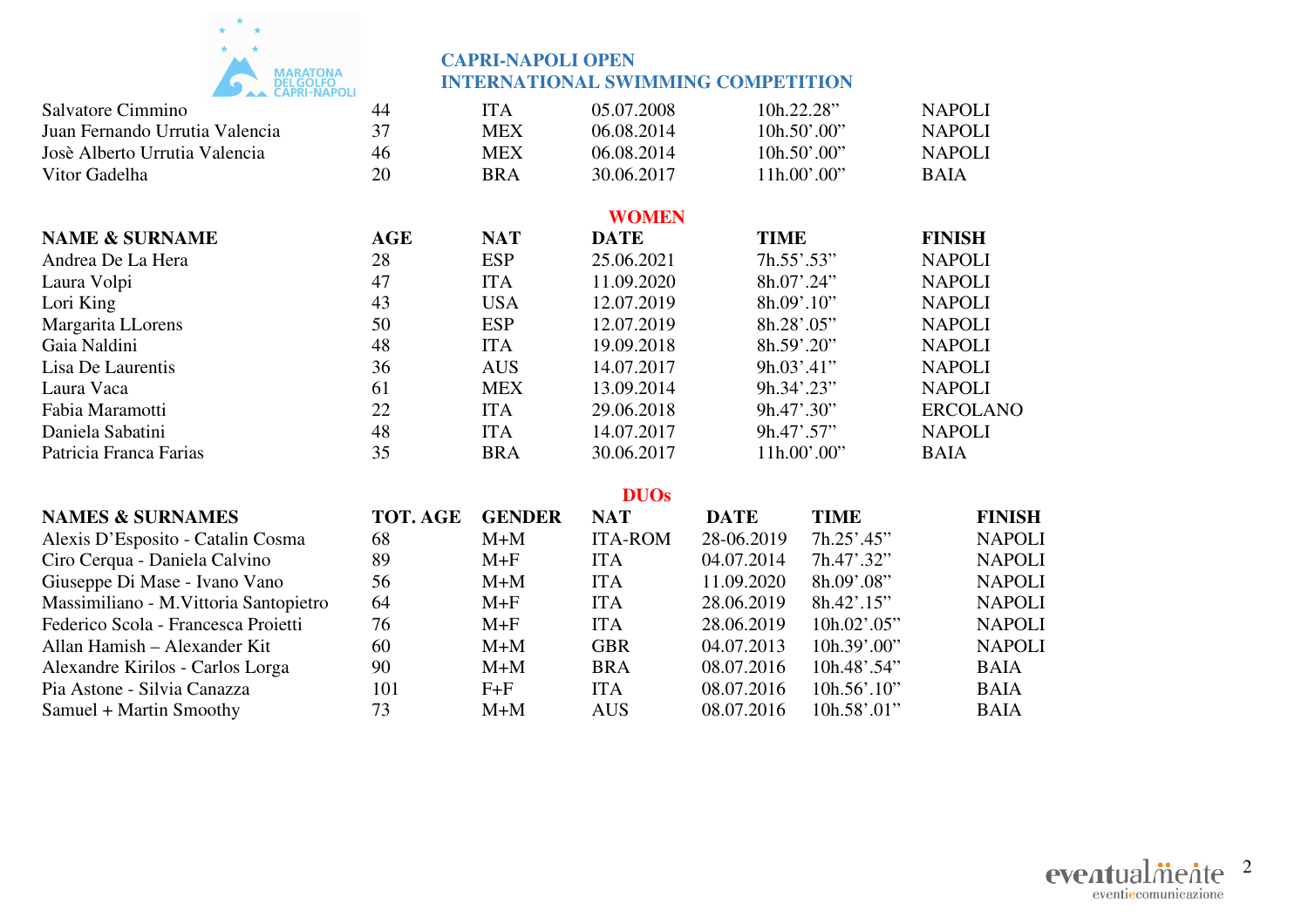**CAPRI-NAPOLI OPEN**
**INTERNATIONAL SWIMMING COMPETITION**

| | | | | | |
|---|---|---|---|---|---|
| Salvatore Cimmino | 44 | ITA | 05.07.2008 | 10h.22.28” | NAPOLI |
| Juan Fernando Urrutia Valencia | 37 | MEX | 06.08.2014 | 10h.50’.00” | NAPOLI |
| Josè Alberto Urrutia Valencia | 46 | MEX | 06.08.2014 | 10h.50’.00” | NAPOLI |
| Vitor Gadelha | 20 | BRA | 30.06.2017 | 11h.00’.00” | BAIA |

## WOMEN

| NAME & SURNAME | AGE | NAT | DATE | TIME | FINISH |
|---|---|---|---|---|---|
| Andrea De La Hera | 28 | ESP | 25.06.2021 | 7h.55’.53” | NAPOLI |
| Laura Volpi | 47 | ITA | 11.09.2020 | 8h.07’.24” | NAPOLI |
| Lori King | 43 | USA | 12.07.2019 | 8h.09’.10” | NAPOLI |
| Margarita LLorens | 50 | ESP | 12.07.2019 | 8h.28’.05” | NAPOLI |
| Gaia Naldini | 48 | ITA | 19.09.2018 | 8h.59’.20” | NAPOLI |
| Lisa De Laurentis | 36 | AUS | 14.07.2017 | 9h.03’.41” | NAPOLI |
| Laura Vaca | 61 | MEX | 13.09.2014 | 9h.34’.23” | NAPOLI |
| Fabia Maramotti | 22 | ITA | 29.06.2018 | 9h.47’.30” | ERCOLANO |
| Daniela Sabatini | 48 | ITA | 14.07.2017 | 9h.47’.57” | NAPOLI |
| Patricia Franca Farias | 35 | BRA | 30.06.2017 | 11h.00’.00” | BAIA |

## DUOs

| NAMES & SURNAMES | TOT. AGE | GENDER | NAT | DATE | TIME | FINISH |
|---|---|---|---|---|---|---|
| Alexis D’Esposito - Catalin Cosma | 68 | M+M | ITA-ROM | 28-06.2019 | 7h.25’.45” | NAPOLI |
| Ciro Cerqua - Daniela Calvino | 89 | M+F | ITA | 04.07.2014 | 7h.47’.32” | NAPOLI |
| Giuseppe Di Mase - Ivano Vano | 56 | M+M | ITA | 11.09.2020 | 8h.09’.08” | NAPOLI |
| Massimiliano - M.Vittoria Santopietro | 64 | M+F | ITA | 28.06.2019 | 8h.42’.15” | NAPOLI |
| Federico Scola - Francesca Proietti | 76 | M+F | ITA | 28.06.2019 | 10h.02’.05” | NAPOLI |
| Allan Hamish – Alexander Kit | 60 | M+M | GBR | 04.07.2013 | 10h.39’.00” | NAPOLI |
| Alexandre Kirilos - Carlos Lorga | 90 | M+M | BRA | 08.07.2016 | 10h.48’.54” | BAIA |
| Pia Astone - Silvia Canazza | 101 | F+F | ITA | 08.07.2016 | 10h.56’.10” | BAIA |
| Samuel + Martin Smoothy | 73 | M+M | AUS | 08.07.2016 | 10h.58’.01” | BAIA |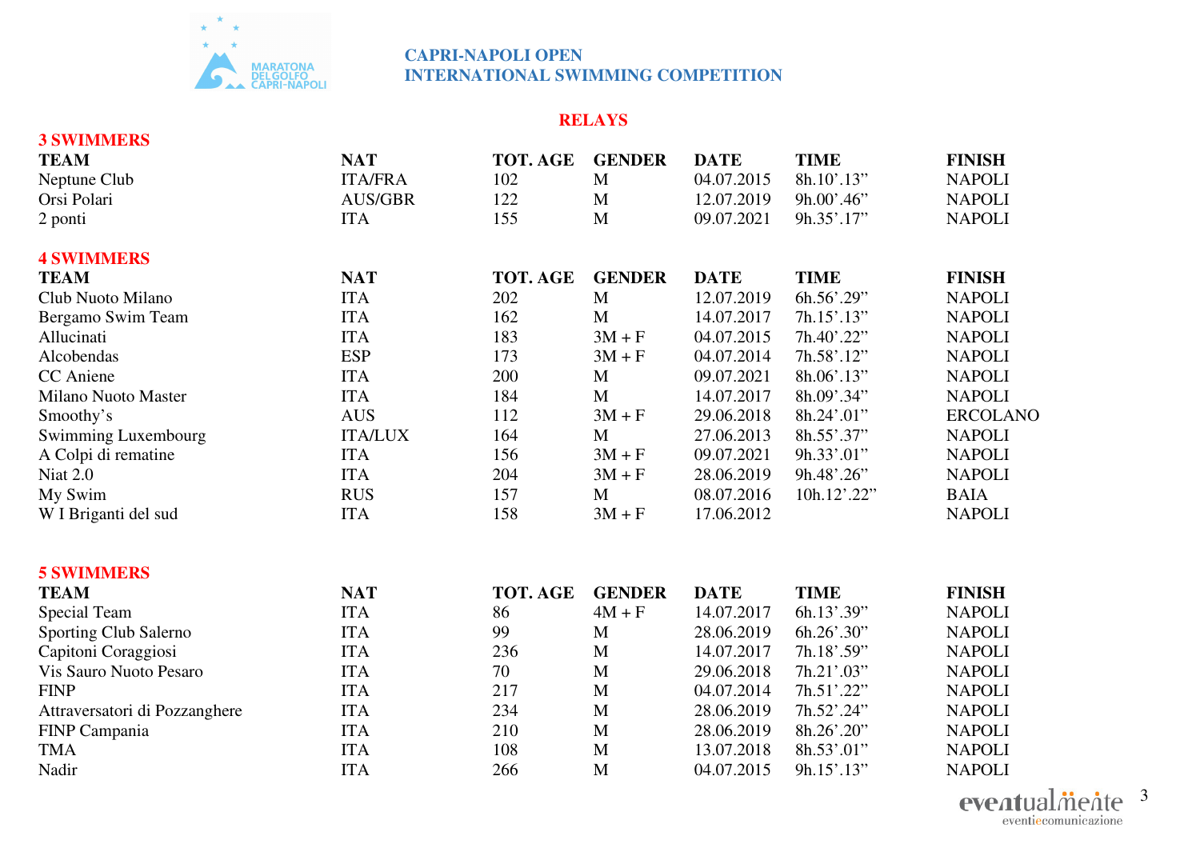**CAPRI-NAPOLI OPEN**
**INTERNATIONAL SWIMMING COMPETITION**

## RELAYS

### 3 SWIMMERS

| TEAM | NAT | TOT. AGE | GENDER | DATE | TIME | FINISH |
|---|---|---|---|---|---|---|
| Neptune Club | ITA/FRA | 102 | M | 04.07.2015 | 8h.10'.13" | NAPOLI |
| Orsi Polari | AUS/GBR | 122 | M | 12.07.2019 | 9h.00'.46" | NAPOLI |
| 2 ponti | ITA | 155 | M | 09.07.2021 | 9h.35'.17" | NAPOLI |

### 4 SWIMMERS

| TEAM | NAT | TOT. AGE | GENDER | DATE | TIME | FINISH |
|---|---|---|---|---|---|---|
| Club Nuoto Milano | ITA | 202 | M | 12.07.2019 | 6h.56'.29" | NAPOLI |
| Bergamo Swim Team | ITA | 162 | M | 14.07.2017 | 7h.15'.13" | NAPOLI |
| Allucinati | ITA | 183 | 3M + F | 04.07.2015 | 7h.40'.22" | NAPOLI |
| Alcobendas | ESP | 173 | 3M + F | 04.07.2014 | 7h.58'.12" | NAPOLI |
| CC Aniene | ITA | 200 | M | 09.07.2021 | 8h.06'.13" | NAPOLI |
| Milano Nuoto Master | ITA | 184 | M | 14.07.2017 | 8h.09'.34" | NAPOLI |
| Smoothy's | AUS | 112 | 3M + F | 29.06.2018 | 8h.24'.01" | ERCOLANO |
| Swimming Luxembourg | ITA/LUX | 164 | M | 27.06.2013 | 8h.55'.37" | NAPOLI |
| A Colpi di rematine | ITA | 156 | 3M + F | 09.07.2021 | 9h.33'.01" | NAPOLI |
| Niat 2.0 | ITA | 204 | 3M + F | 28.06.2019 | 9h.48'.26" | NAPOLI |
| My Swim | RUS | 157 | M | 08.07.2016 | 10h.12'.22" | BAIA |
| W I Briganti del sud | ITA | 158 | 3M + F | 17.06.2012 | | NAPOLI |

### 5 SWIMMERS

| TEAM | NAT | TOT. AGE | GENDER | DATE | TIME | FINISH |
|---|---|---|---|---|---|---|
| Special Team | ITA | 86 | 4M + F | 14.07.2017 | 6h.13'.39" | NAPOLI |
| Sporting Club Salerno | ITA | 99 | M | 28.06.2019 | 6h.26'.30" | NAPOLI |
| Capitoni Coraggiosi | ITA | 236 | M | 14.07.2017 | 7h.18'.59" | NAPOLI |
| Vis Sauro Nuoto Pesaro | ITA | 70 | M | 29.06.2018 | 7h.21'.03" | NAPOLI |
| FINP | ITA | 217 | M | 04.07.2014 | 7h.51'.22" | NAPOLI |
| Attraversatori di Pozzanghere | ITA | 234 | M | 28.06.2019 | 7h.52'.24" | NAPOLI |
| FINP Campania | ITA | 210 | M | 28.06.2019 | 8h.26'.20" | NAPOLI |
| TMA | ITA | 108 | M | 13.07.2018 | 8h.53'.01" | NAPOLI |
| Nadir | ITA | 266 | M | 04.07.2015 | 9h.15'.13" | NAPOLI |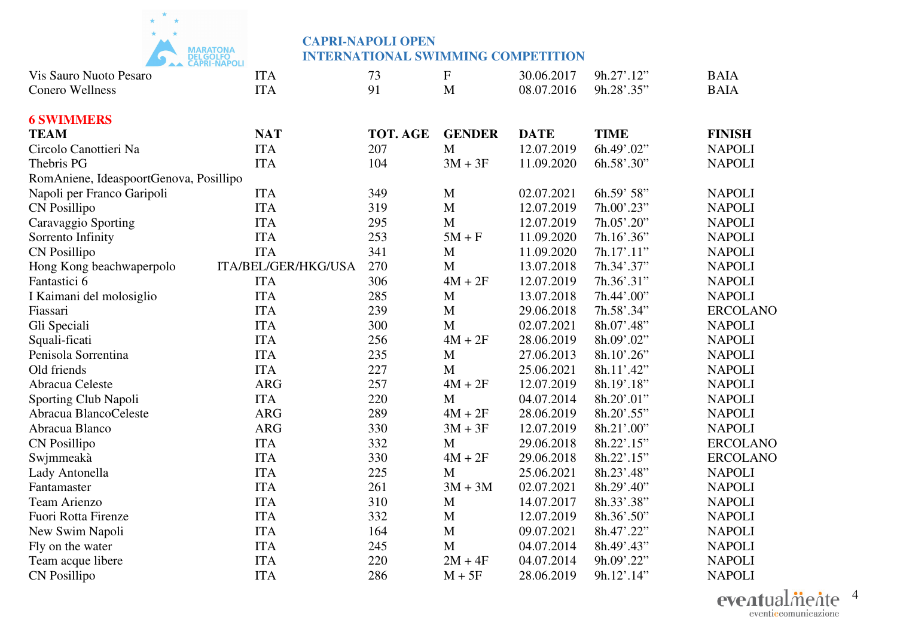| | | | | | | |
|---|---|---|---|---|---|---|
| Vis Sauro Nuoto Pesaro | ITA | 73 | F | 30.06.2017 | 9h.27’.12” | BAIA |
| Conero Wellness | ITA | 91 | M | 08.07.2016 | 9h.28’.35” | BAIA |

## 6 SWIMMERS

| TEAM | NAT | TOT. AGE | GENDER | DATE | TIME | FINISH |
|---|---|---|---|---|---|---|
| Circolo Canottieri Na | ITA | 207 | M | 12.07.2019 | 6h.49’.02” | NAPOLI |
| Thebris PG | ITA | 104 | 3M + 3F | 11.09.2020 | 6h.58’.30” | NAPOLI |
| RomAniene, IdeaspoortGenova, Posillipo | | | | | | |
| Napoli per Franco Garipoli | ITA | 349 | M | 02.07.2021 | 6h.59’ 58” | NAPOLI |
| CN Posillipo | ITA | 319 | M | 12.07.2019 | 7h.00’.23” | NAPOLI |
| Caravaggio Sporting | ITA | 295 | M | 12.07.2019 | 7h.05’.20” | NAPOLI |
| Sorrento Infinity | ITA | 253 | 5M + F | 11.09.2020 | 7h.16’.36” | NAPOLI |
| CN Posillipo | ITA | 341 | M | 11.09.2020 | 7h.17’.11” | NAPOLI |
| Hong Kong beachwaperpolo | ITA/BEL/GER/HKG/USA | 270 | M | 13.07.2018 | 7h.34’.37” | NAPOLI |
| Fantastici 6 | ITA | 306 | 4M + 2F | 12.07.2019 | 7h.36’.31” | NAPOLI |
| I Kaimani del molosiglio | ITA | 285 | M | 13.07.2018 | 7h.44’.00” | NAPOLI |
| Fiassari | ITA | 239 | M | 29.06.2018 | 7h.58’.34” | ERCOLANO |
| Gli Speciali | ITA | 300 | M | 02.07.2021 | 8h.07’.48” | NAPOLI |
| Squali-ficati | ITA | 256 | 4M + 2F | 28.06.2019 | 8h.09’.02” | NAPOLI |
| Penisola Sorrentina | ITA | 235 | M | 27.06.2013 | 8h.10’.26” | NAPOLI |
| Old friends | ITA | 227 | M | 25.06.2021 | 8h.11’.42” | NAPOLI |
| Abracua Celeste | ARG | 257 | 4M + 2F | 12.07.2019 | 8h.19’.18” | NAPOLI |
| Sporting Club Napoli | ITA | 220 | M | 04.07.2014 | 8h.20’.01” | NAPOLI |
| Abracua BlancoCeleste | ARG | 289 | 4M + 2F | 28.06.2019 | 8h.20’.55” | NAPOLI |
| Abracua Blanco | ARG | 330 | 3M + 3F | 12.07.2019 | 8h.21’.00” | NAPOLI |
| CN Posillipo | ITA | 332 | M | 29.06.2018 | 8h.22’.15” | ERCOLANO |
| Swjmmeakà | ITA | 330 | 4M + 2F | 29.06.2018 | 8h.22’.15” | ERCOLANO |
| Lady Antonella | ITA | 225 | M | 25.06.2021 | 8h.23’.48” | NAPOLI |
| Fantamaster | ITA | 261 | 3M + 3M | 02.07.2021 | 8h.29’.40” | NAPOLI |
| Team Arienzo | ITA | 310 | M | 14.07.2017 | 8h.33’.38” | NAPOLI |
| Fuori Rotta Firenze | ITA | 332 | M | 12.07.2019 | 8h.36’.50” | NAPOLI |
| New Swim Napoli | ITA | 164 | M | 09.07.2021 | 8h.47’.22” | NAPOLI |
| Fly on the water | ITA | 245 | M | 04.07.2014 | 8h.49’.43” | NAPOLI |
| Team acque libere | ITA | 220 | 2M + 4F | 04.07.2014 | 9h.09’.22” | NAPOLI |
| CN Posillipo | ITA | 286 | M + 5F | 28.06.2019 | 9h.12’.14” | NAPOLI |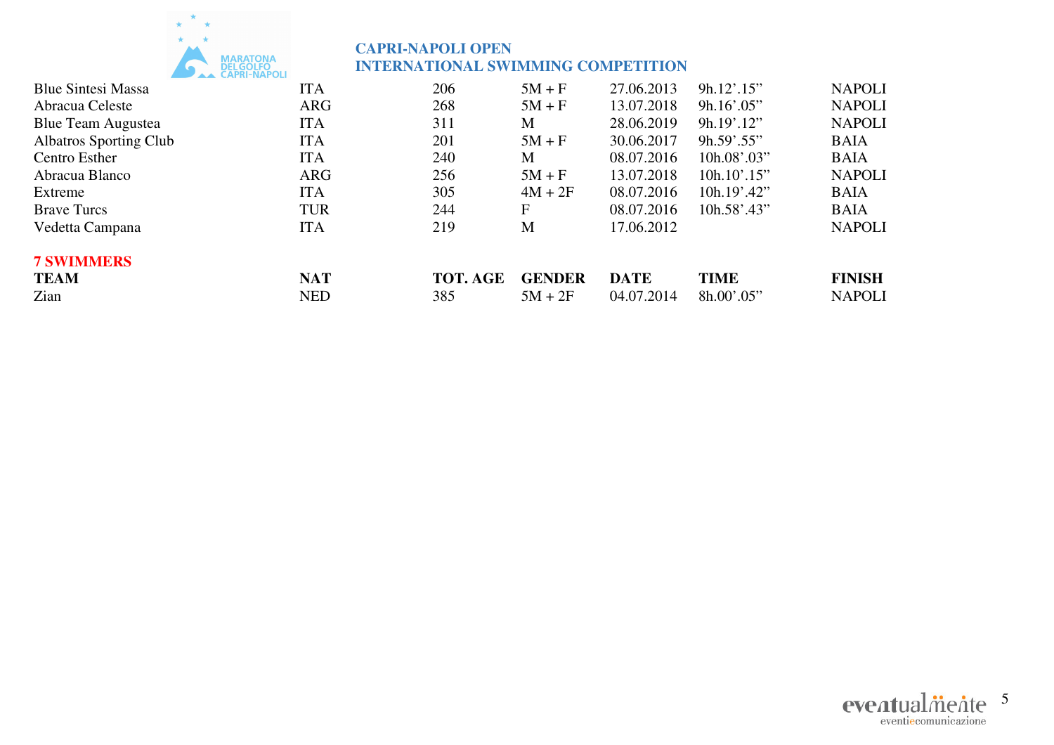## CAPRI-NAPOLI OPEN
## INTERNATIONAL SWIMMING COMPETITION

| | | | | | | |
|---|---|---|---|---|---|---|
| Blue Sintesi Massa | ITA | 206 | 5M + F | 27.06.2013 | 9h.12'.15" | NAPOLI |
| Abracua Celeste | ARG | 268 | 5M + F | 13.07.2018 | 9h.16'.05" | NAPOLI |
| Blue Team Augustea | ITA | 311 | M | 28.06.2019 | 9h.19'.12" | NAPOLI |
| Albatros Sporting Club | ITA | 201 | 5M + F | 30.06.2017 | 9h.59'.55" | BAIA |
| Centro Esther | ITA | 240 | M | 08.07.2016 | 10h.08'.03" | BAIA |
| Abracua Blanco | ARG | 256 | 5M + F | 13.07.2018 | 10h.10'.15" | NAPOLI |
| Extreme | ITA | 305 | 4M + 2F | 08.07.2016 | 10h.19'.42" | BAIA |
| Brave Turcs | TUR | 244 | F | 08.07.2016 | 10h.58'.43" | BAIA |
| Vedetta Campana | ITA | 219 | M | 17.06.2012 | | NAPOLI |

### 7 SWIMMERS

| TEAM | NAT | TOT. AGE | GENDER | DATE | TIME | FINISH |
|---|---|---|---|---|---|---|
| Zian | NED | 385 | 5M + 2F | 04.07.2014 | 8h.00'.05" | NAPOLI |